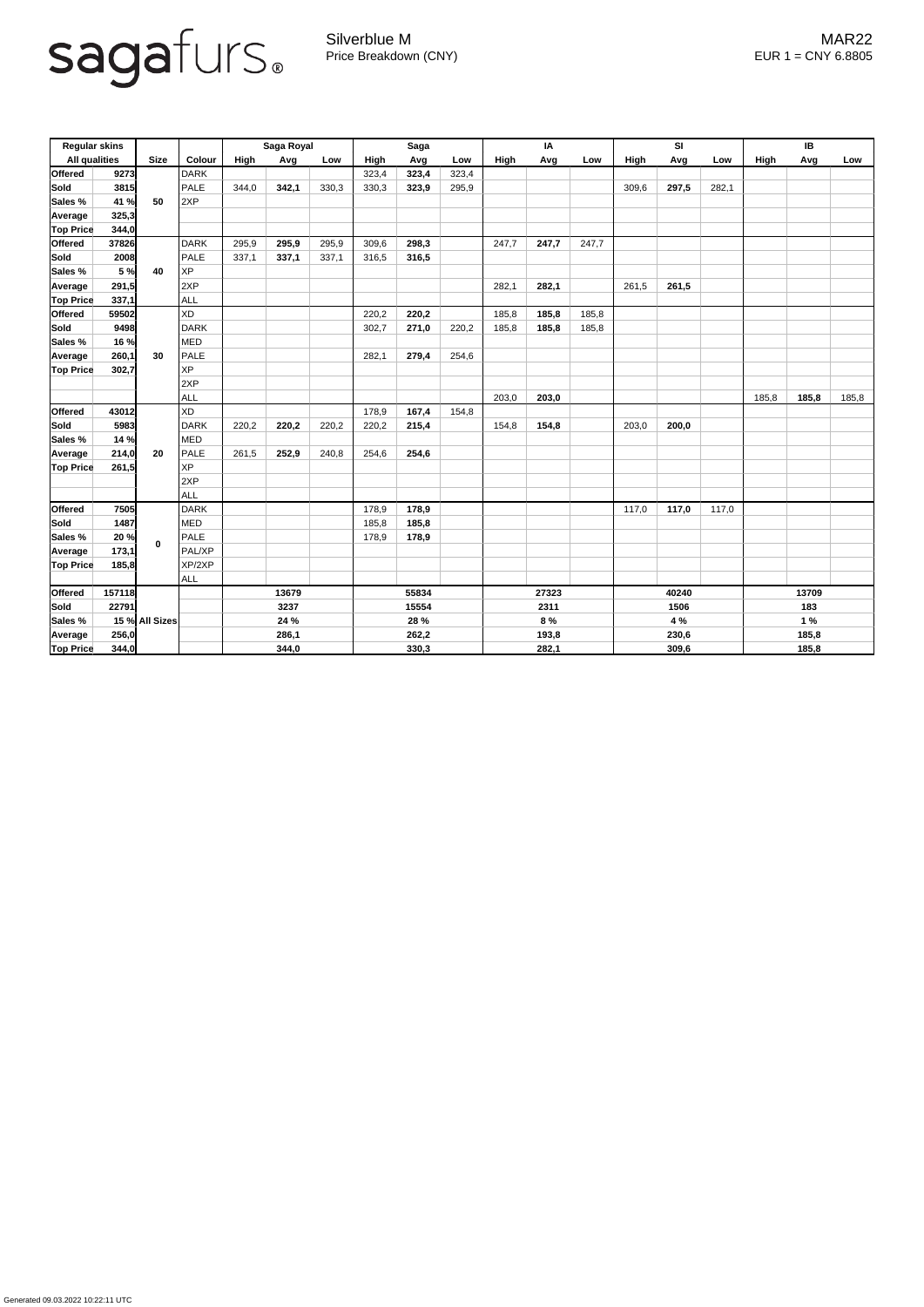sagafurs®

Silverblue M
Price Breakdown (CNY)

MAR22
EUR 1 = CNY 6.8805

| Regular skins | | Size | Colour | Saga Royal | | | Saga | | | IA | | | SI | | | IB | | |
|---|---|---|---|---|---|---|---|---|---|---|---|---|---|---|---|---|---|---|
| All qualities | | | | High | Avg | Low | High | Avg | Low | High | Avg | Low | High | Avg | Low | High | Avg | Low |
| **Offered** | **9273** | **50** | DARK | | | | 323,4 | **323,4** | 323,4 | | | | | | | | | |
| **Sold** | **3815** | | PALE | 344,0 | **342,1** | 330,3 | 330,3 | **323,9** | 295,9 | | | | 309,6 | **297,5** | 282,1 | | | |
| **Sales %** | **41 %** | | 2XP | | | | | | | | | | | | | | | |
| **Average** | **325,3** | | | | | | | | | | | | | | | | | |
| **Top Price** | **344,0** | | | | | | | | | | | | | | | | | |
| **Offered** | **37826** | **40** | DARK | 295,9 | **295,9** | 295,9 | 309,6 | **298,3** | | 247,7 | **247,7** | 247,7 | | | | | | |
| **Sold** | **2008** | | PALE | 337,1 | **337,1** | 337,1 | 316,5 | **316,5** | | | | | | | | | | |
| **Sales %** | **5 %** | | XP | | | | | | | | | | | | | | | |
| **Average** | **291,5** | | 2XP | | | | | | | 282,1 | **282,1** | | 261,5 | **261,5** | | | | |
| **Top Price** | **337,1** | | ALL | | | | | | | | | | | | | | | |
| **Offered** | **59502** | **30** | XD | | | | 220,2 | **220,2** | | 185,8 | **185,8** | 185,8 | | | | | | |
| **Sold** | **9498** | | DARK | | | | 302,7 | **271,0** | 220,2 | 185,8 | **185,8** | 185,8 | | | | | | |
| **Sales %** | **16 %** | | MED | | | | | | | | | | | | | | | |
| **Average** | **260,1** | | PALE | | | | 282,1 | **279,4** | 254,6 | | | | | | | | | |
| **Top Price** | **302,7** | | XP | | | | | | | | | | | | | | | |
| | | | 2XP | | | | | | | | | | | | | | | |
| | | | ALL | | | | | | | 203,0 | **203,0** | | | | | 185,8 | **185,8** | 185,8 |
| **Offered** | **43012** | **20** | XD | | | | 178,9 | **167,4** | 154,8 | | | | | | | | | |
| **Sold** | **5983** | | DARK | 220,2 | **220,2** | 220,2 | 220,2 | **215,4** | | 154,8 | **154,8** | | 203,0 | **200,0** | | | | |
| **Sales %** | **14 %** | | MED | | | | | | | | | | | | | | | |
| **Average** | **214,0** | | PALE | 261,5 | **252,9** | 240,8 | 254,6 | **254,6** | | | | | | | | | | |
| **Top Price** | **261,5** | | XP | | | | | | | | | | | | | | | |
| | | | 2XP | | | | | | | | | | | | | | | |
| | | | ALL | | | | | | | | | | | | | | | |
| **Offered** | **7505** | **0** | DARK | | | | 178,9 | **178,9** | | | | | 117,0 | **117,0** | 117,0 | | | |
| **Sold** | **1487** | | MED | | | | 185,8 | **185,8** | | | | | | | | | | |
| **Sales %** | **20 %** | | PALE | | | | 178,9 | **178,9** | | | | | | | | | | |
| **Average** | **173,1** | | PAL/XP | | | | | | | | | | | | | | | |
| **Top Price** | **185,8** | | XP/2XP | | | | | | | | | | | | | | | |
| | | | ALL | | | | | | | | | | | | | | | |
| **Offered** | **157118** | **All Sizes** | | | **13679** | | | **55834** | | | **27323** | | | **40240** | | | **13709** | |
| **Sold** | **22791** | | | | **3237** | | | **15554** | | | **2311** | | | **1506** | | | **183** | |
| **Sales %** | **15 %** | | | | **24 %** | | | **28 %** | | | **8 %** | | | **4 %** | | | **1 %** | |
| **Average** | **256,0** | | | | **286,1** | | | **262,2** | | | **193,8** | | | **230,6** | | | **185,8** | |
| **Top Price** | **344,0** | | | | **344,0** | | | **330,3** | | | **282,1** | | | **309,6** | | | **185,8** | |

Generated 09.03.2022 10:22:11 UTC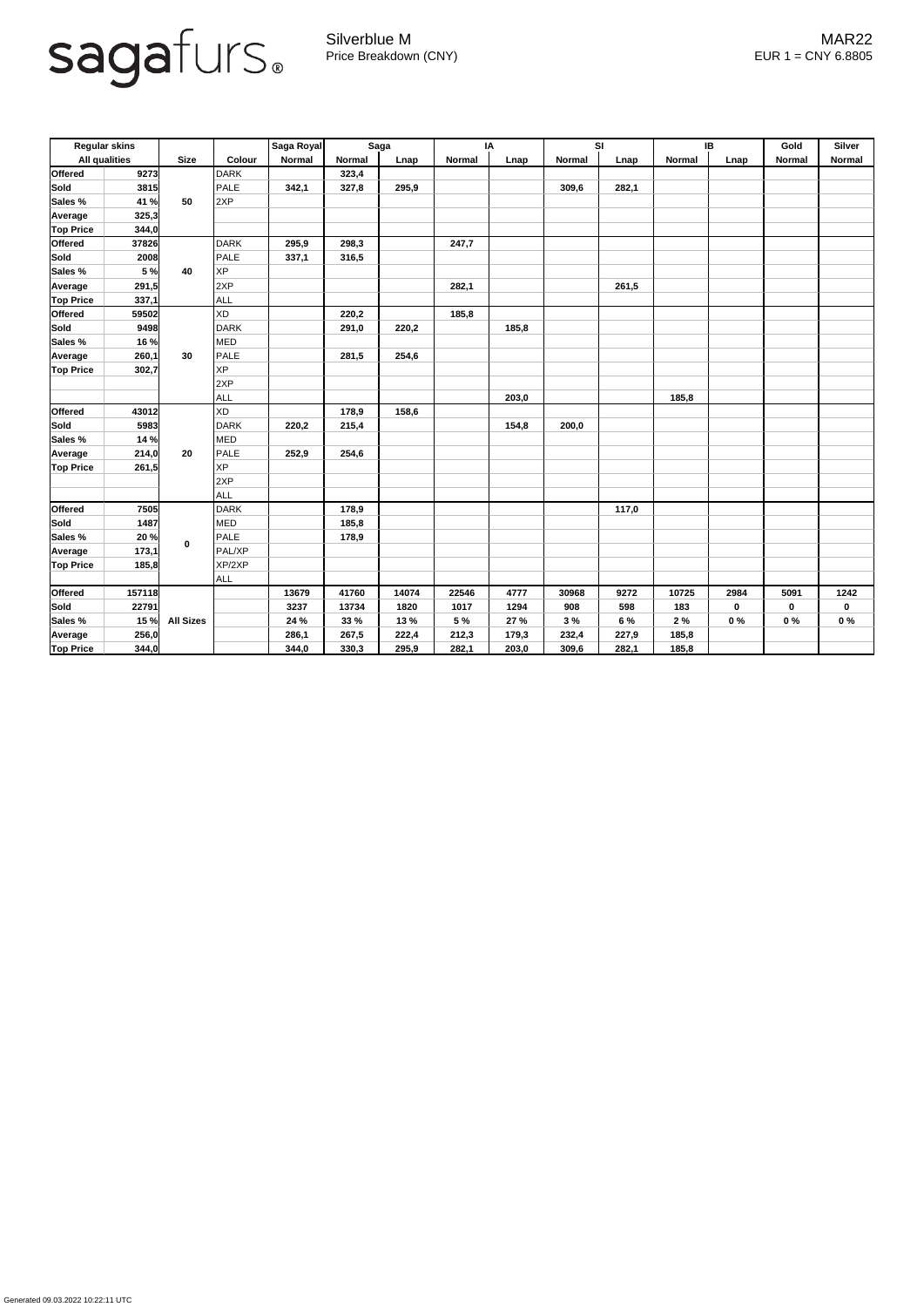sagafurs®

Silverblue M
Price Breakdown (CNY)

MAR22
EUR 1 = CNY 6.8805

| Regular skins | | Size | Colour | Saga Royal | Saga | | IA | | SI | | IB | | Gold | Silver |
|---|---|---|---|---|---|---|---|---|---|---|---|---|---|---|
| All qualities | | | | Normal | Normal | Lnap | Normal | Lnap | Normal | Lnap | Normal | Lnap | Normal | Normal |
| Offered | 9273 | 50 | DARK | | 323,4 | | | | | | | | | |
| Sold | 3815 | | PALE | 342,1 | 327,8 | 295,9 | | | 309,6 | 282,1 | | | | |
| Sales % | 41 % | | 2XP | | | | | | | | | | | |
| Average | 325,3 | | | | | | | | | | | | | |
| Top Price | 344,0 | | | | | | | | | | | | | |
| Offered | 37826 | 40 | DARK | 295,9 | 298,3 | | 247,7 | | | | | | | |
| Sold | 2008 | | PALE | 337,1 | 316,5 | | | | | | | | | |
| Sales % | 5 % | | XP | | | | | | | | | | | |
| Average | 291,5 | | 2XP | | | | 282,1 | | | 261,5 | | | | |
| Top Price | 337,1 | | ALL | | | | | | | | | | | |
| Offered | 59502 | 30 | XD | | 220,2 | | 185,8 | | | | | | | |
| Sold | 9498 | | DARK | | 291,0 | 220,2 | | 185,8 | | | | | | |
| Sales % | 16 % | | MED | | | | | | | | | | | |
| Average | 260,1 | | PALE | | 281,5 | 254,6 | | | | | | | | |
| Top Price | 302,7 | | XP | | | | | | | | | | | |
| | | | 2XP | | | | | | | | | | | |
| | | | ALL | | | | | 203,0 | | | 185,8 | | | |
| Offered | 43012 | 20 | XD | | 178,9 | 158,6 | | | | | | | | |
| Sold | 5983 | | DARK | 220,2 | 215,4 | | | 154,8 | 200,0 | | | | | |
| Sales % | 14 % | | MED | | | | | | | | | | | |
| Average | 214,0 | | PALE | 252,9 | 254,6 | | | | | | | | | |
| Top Price | 261,5 | | XP | | | | | | | | | | | |
| | | | 2XP | | | | | | | | | | | |
| | | | ALL | | | | | | | | | | | |
| Offered | 7505 | 0 | DARK | | 178,9 | | | | | 117,0 | | | | |
| Sold | 1487 | | MED | | 185,8 | | | | | | | | | |
| Sales % | 20 % | | PALE | | 178,9 | | | | | | | | | |
| Average | 173,1 | | PAL/XP | | | | | | | | | | | |
| Top Price | 185,8 | | XP/2XP | | | | | | | | | | | |
| | | | ALL | | | | | | | | | | | |
| Offered | 157118 | All Sizes | | 13679 | 41760 | 14074 | 22546 | 4777 | 30968 | 9272 | 10725 | 2984 | 5091 | 1242 |
| Sold | 22791 | | | 3237 | 13734 | 1820 | 1017 | 1294 | 908 | 598 | 183 | 0 | 0 | 0 |
| Sales % | 15 % | | | 24 % | 33 % | 13 % | 5 % | 27 % | 3 % | 6 % | 2 % | 0 % | 0 % | 0 % |
| Average | 256,0 | | | 286,1 | 267,5 | 222,4 | 212,3 | 179,3 | 232,4 | 227,9 | 185,8 | | | |
| Top Price | 344,0 | | | 344,0 | 330,3 | 295,9 | 282,1 | 203,0 | 309,6 | 282,1 | 185,8 | | | |

Generated 09.03.2022 10:22:11 UTC